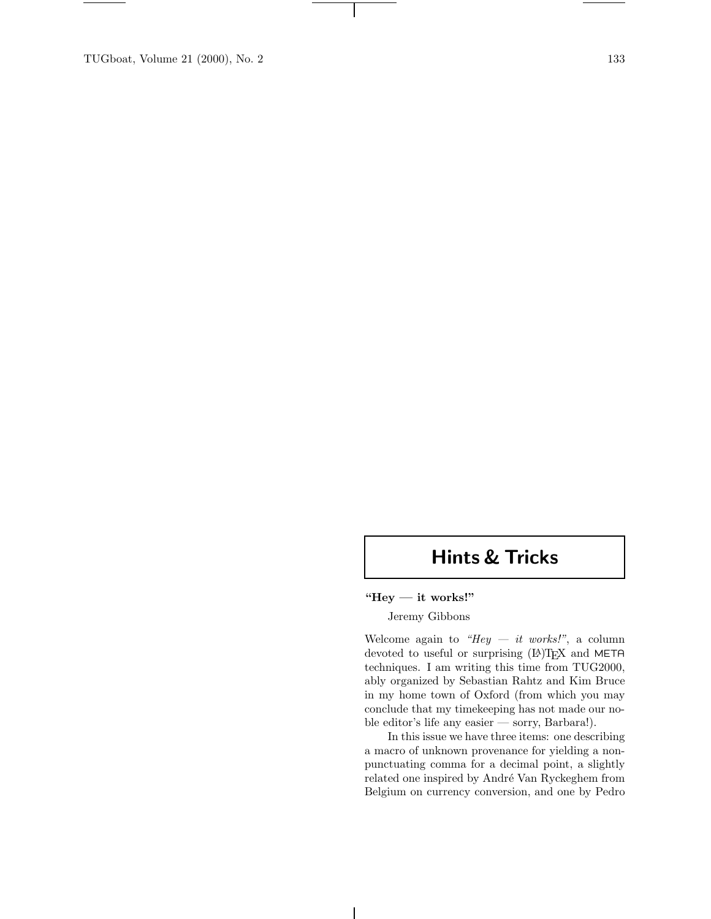# Hints & Tricks

## "Hey — it works!"

Jeremy Gibbons

Welcome again to *"Hey — it works!"*, a column devoted to useful or surprising (LA)TEX and META techniques. I am writing this time from TUG2000, ably organized by Sebastian Rahtz and Kim Bruce in my home town of Oxford (from which you may conclude that my timekeeping has not made our noble editor's life any easier — sorry, Barbara!).

In this issue we have three items: one describing a macro of unknown provenance for yielding a non-punctuating comma for a decimal point, a slightly related one inspired by André Van Ryckeghem from Belgium on currency conversion, and one by Pedro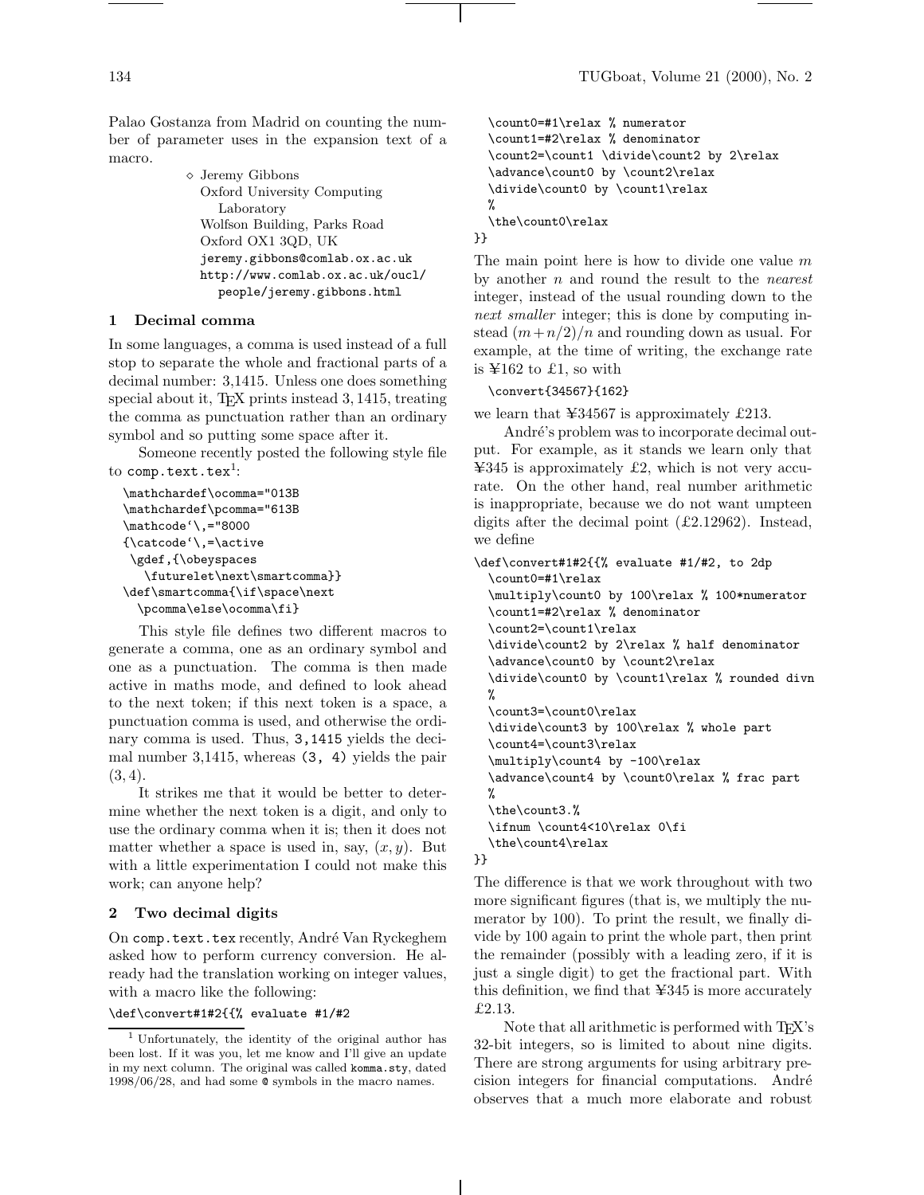Palao Gostanza from Madrid on counting the number of parameter uses in the expansion text of a macro.

◇ Jeremy Gibbons
Oxford University Computing Laboratory
Wolfson Building, Parks Road
Oxford OX1 3QD, UK
jeremy.gibbons@comlab.ox.ac.uk
http://www.comlab.ox.ac.uk/oucl/people/jeremy.gibbons.html

## 1 Decimal comma

In some languages, a comma is used instead of a full stop to separate the whole and fractional parts of a decimal number: 3,1415. Unless one does something special about it, TEX prints instead $3, 1415$, treating the comma as punctuation rather than an ordinary symbol and so putting some space after it.

Someone recently posted the following style file to `comp.text.tex`[1]:

```
\mathchardef\ocomma="013B
\mathchardef\pcomma="613B
\mathcode`\,="8000
{\catcode`\,=\active
 \gdef,{\obeyspaces
   \futurelet\next\smartcomma}}
\def\smartcomma{\if\space\next
  \pcomma\else\ocomma\fi}
```

This style file defines two different macros to generate a comma, one as an ordinary symbol and one as a punctuation. The comma is then made active in maths mode, and defined to look ahead to the next token; if this next token is a space, a punctuation comma is used, and otherwise the ordinary comma is used. Thus, `3,1415` yields the decimal number 3,1415, whereas `(3, 4)` yields the pair $(3, 4)$.

It strikes me that it would be better to determine whether the next token is a digit, and only to use the ordinary comma when it is; then it does not matter whether a space is used in, say, $(x, y)$. But with a little experimentation I could not make this work; can anyone help?

## 2 Two decimal digits

On `comp.text.tex` recently, André Van Ryckeghem asked how to perform currency conversion. He already had the translation working on integer values, with a macro like the following:

```
\def\convert#1#2{{% evaluate #1/#2
  \count0=#1\relax % numerator
  \count1=#2\relax % denominator
  \count2=\count1 \divide\count2 by 2\relax
  \advance\count0 by \count2\relax
  \divide\count0 by \count1\relax
  %
  \the\count0\relax
}}
```

The main point here is how to divide one value $m$ by another $n$ and round the result to the *nearest* integer, instead of the usual rounding down to the *next smaller* integer; this is done by computing instead $(m+n/2)/n$ and rounding down as usual. For example, at the time of writing, the exchange rate is ¥162 to £1, so with

```
\convert{34567}{162}
```

we learn that ¥34567 is approximately £213.

André's problem was to incorporate decimal output. For example, as it stands we learn only that ¥345 is approximately £2, which is not very accurate. On the other hand, real number arithmetic is inappropriate, because we do not want umpteen digits after the decimal point (£2.12962). Instead, we define

```
\def\convert#1#2{{% evaluate #1/#2, to 2dp
  \count0=#1\relax
  \multiply\count0 by 100\relax % 100*numerator
  \count1=#2\relax % denominator
  \count2=\count1\relax
  \divide\count2 by 2\relax % half denominator
  \advance\count0 by \count2\relax
  \divide\count0 by \count1\relax % rounded divn
  %
  \count3=\count0\relax
  \divide\count3 by 100\relax % whole part
  \count4=\count3\relax
  \multiply\count4 by -100\relax
  \advance\count4 by \count0\relax % frac part
  %
  \the\count3.%
  \ifnum \count4<10\relax 0\fi
  \the\count4\relax
}}
```

The difference is that we work throughout with two more significant figures (that is, we multiply the numerator by 100). To print the result, we finally divide by 100 again to print the whole part, then print the remainder (possibly with a leading zero, if it is just a single digit) to get the fractional part. With this definition, we find that ¥345 is more accurately £2.13.

Note that all arithmetic is performed with TEX's 32-bit integers, so is limited to about nine digits. There are strong arguments for using arbitrary precision integers for financial computations. André observes that a much more elaborate and robust

[1] Unfortunately, the identity of the original author has been lost. If it was you, let me know and I'll give an update in my next column. The original was called `komma.sty`, dated 1998/06/28, and had some @ symbols in the macro names.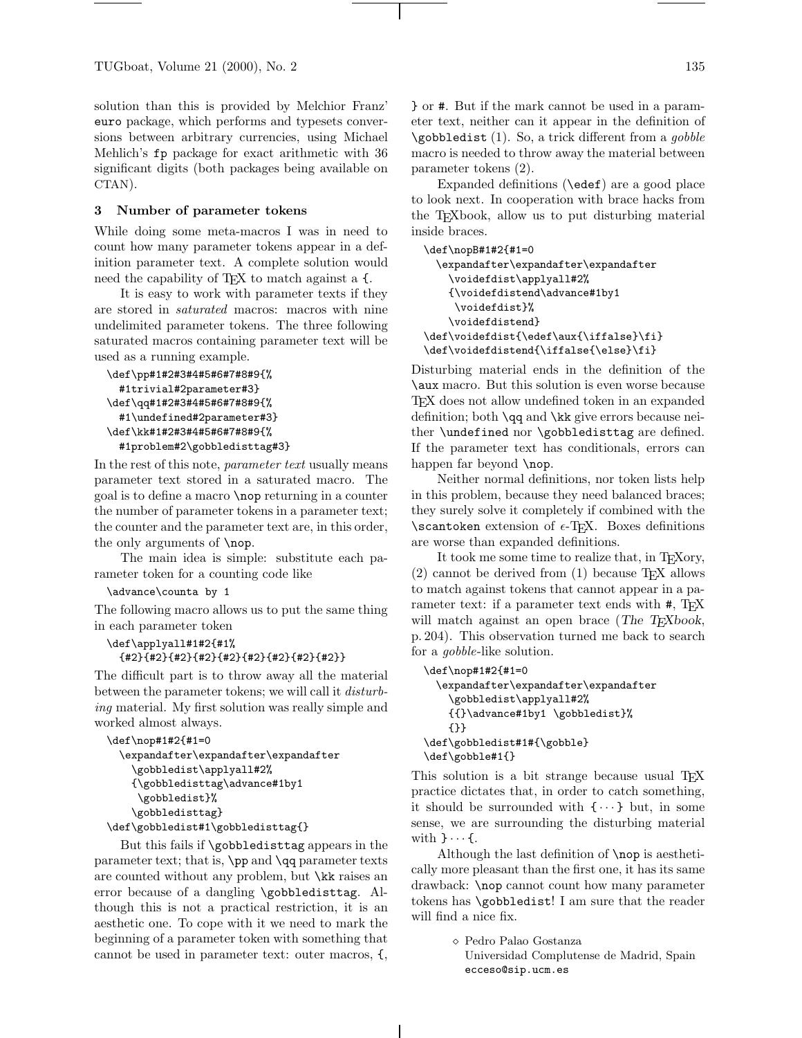solution than this is provided by Melchior Franz' euro package, which performs and typesets conversions between arbitrary currencies, using Michael Mehlich's fp package for exact arithmetic with 36 significant digits (both packages being available on CTAN).

### 3 Number of parameter tokens

While doing some meta-macros I was in need to count how many parameter tokens appear in a definition parameter text. A complete solution would need the capability of TEX to match against a {.

It is easy to work with parameter texts if they are stored in *saturated* macros: macros with nine undelimited parameter tokens. The three following saturated macros containing parameter text will be used as a running example.

```
\def\pp#1#2#3#4#5#6#7#8#9{%
  #1trivial#2parameter#3}
\def\qq#1#2#3#4#5#6#7#8#9{%
  #1\undefined#2parameter#3}
\def\kk#1#2#3#4#5#6#7#8#9{%
  #1problem#2\gobbledisttag#3}
```

In the rest of this note, *parameter text* usually means parameter text stored in a saturated macro. The goal is to define a macro `\nop` returning in a counter the number of parameter tokens in a parameter text; the counter and the parameter text are, in this order, the only arguments of `\nop`.

The main idea is simple: substitute each parameter token for a counting code like

```
\advance\counta by 1
```

The following macro allows us to put the same thing in each parameter token

```
\def\applyall#1#2{#1%
  {#2}{#2}{#2}{#2}{#2}{#2}{#2}{#2}{#2}}
```

The difficult part is to throw away all the material between the parameter tokens; we will call it *disturbing* material. My first solution was really simple and worked almost always.

```
\def\nop#1#2{#1=0
  \expandafter\expandafter\expandafter
    \gobbledist\applyall#2%
    {\gobbledisttag\advance#1by1
     \gobbledist}%
    \gobbledisttag}
\def\gobbledist#1\gobbledisttag{}
```

But this fails if `\gobbledisttag` appears in the parameter text; that is, `\pp` and `\qq` parameter texts are counted without any problem, but `\kk` raises an error because of a dangling `\gobbledisttag`. Although this is not a practical restriction, it is an aesthetic one. To cope with it we need to mark the beginning of a parameter token with something that cannot be used in parameter text: outer macros, {, } or #. But if the mark cannot be used in a parameter text, neither can it appear in the definition of `\gobbledist` (1). So, a trick different from a *gobble* macro is needed to throw away the material between parameter tokens (2).

Expanded definitions (`\edef`) are a good place to look next. In cooperation with brace hacks from the TEXbook, allow us to put disturbing material inside braces.

```
\def\nopB#1#2{#1=0
  \expandafter\expandafter\expandafter
    \voidefdist\applyall#2%
    {\voidefdistend\advance#1by1
     \voidefdist}%
    \voidefdistend}
\def\voidefdist{\edef\aux{\iffalse}\fi}
\def\voidefdistend{\iffalse{\else}\fi}
```

Disturbing material ends in the definition of the `\aux` macro. But this solution is even worse because TEX does not allow undefined token in an expanded definition; both `\qq` and `\kk` give errors because neither `\undefined` nor `\gobbledisttag` are defined. If the parameter text has conditionals, errors can happen far beyond `\nop`.

Neither normal definitions, nor token lists help in this problem, because they need balanced braces; they surely solve it completely if combined with the `\scantoken` extension of $\epsilon$-TEX. Boxes definitions are worse than expanded definitions.

It took me some time to realize that, in TEXory, (2) cannot be derived from (1) because TEX allows to match against tokens that cannot appear in a parameter text: if a parameter text ends with #, TEX will match against an open brace (*The TEXbook*, p. 204). This observation turned me back to search for a *gobble*-like solution.

```
\def\nop#1#2{#1=0
  \expandafter\expandafter\expandafter
    \gobbledist\applyall#2%
    {{}\advance#1by1 \gobbledist}%
    {}}
\def\gobbledist#1#{\gobble}
\def\gobble#1{}
```

This solution is a bit strange because usual TEX practice dictates that, in order to catch something, it should be surrounded with {···} but, in some sense, we are surrounding the disturbing material with }···{.

Although the last definition of `\nop` is aesthetically more pleasant than the first one, it has its same drawback: `\nop` cannot count how many parameter tokens has `\gobbledist`! I am sure that the reader will find a nice fix.

◇ Pedro Palao Gostanza
Universidad Complutense de Madrid, Spain
ecceso@sip.ucm.es